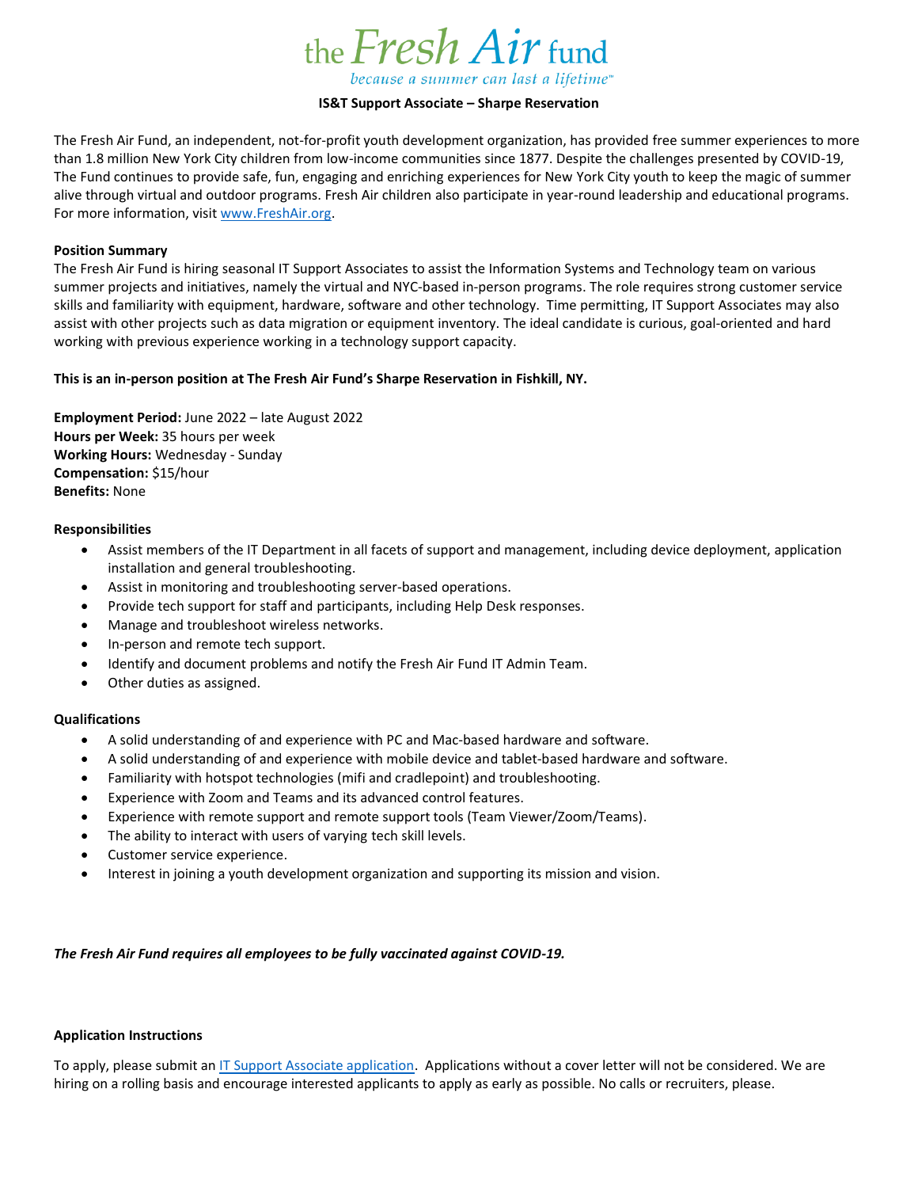the *Fresh Air* fund

*because a summer can last a lifetime™*

**IS&T Support Associate – Sharpe Reservation**

The Fresh Air Fund, an independent, not-for-profit youth development organization, has provided free summer experiences to more than 1.8 million New York City children from low-income communities since 1877. Despite the challenges presented by COVID-19, The Fund continues to provide safe, fun, engaging and enriching experiences for New York City youth to keep the magic of summer alive through virtual and outdoor programs. Fresh Air children also participate in year-round leadership and educational programs. For more information, visit [www.FreshAir.org](www.FreshAir.org).

**Position Summary**

The Fresh Air Fund is hiring seasonal IT Support Associates to assist the Information Systems and Technology team on various summer projects and initiatives, namely the virtual and NYC-based in-person programs. The role requires strong customer service skills and familiarity with equipment, hardware, software and other technology. Time permitting, IT Support Associates may also assist with other projects such as data migration or equipment inventory. The ideal candidate is curious, goal-oriented and hard working with previous experience working in a technology support capacity.

**This is an in-person position at The Fresh Air Fund's Sharpe Reservation in Fishkill, NY.**

**Employment Period:** June 2022 – late August 2022
**Hours per Week:** 35 hours per week
**Working Hours:** Wednesday - Sunday
**Compensation:** $15/hour
**Benefits:** None

**Responsibilities**

- Assist members of the IT Department in all facets of support and management, including device deployment, application installation and general troubleshooting.
- Assist in monitoring and troubleshooting server-based operations.
- Provide tech support for staff and participants, including Help Desk responses.
- Manage and troubleshoot wireless networks.
- In-person and remote tech support.
- Identify and document problems and notify the Fresh Air Fund IT Admin Team.
- Other duties as assigned.

**Qualifications**

- A solid understanding of and experience with PC and Mac-based hardware and software.
- A solid understanding of and experience with mobile device and tablet-based hardware and software.
- Familiarity with hotspot technologies (mifi and cradlepoint) and troubleshooting.
- Experience with Zoom and Teams and its advanced control features.
- Experience with remote support and remote support tools (Team Viewer/Zoom/Teams).
- The ability to interact with users of varying tech skill levels.
- Customer service experience.
- Interest in joining a youth development organization and supporting its mission and vision.

***The Fresh Air Fund requires all employees to be fully vaccinated against COVID-19.***

**Application Instructions**

To apply, please submit an IT Support Associate application. Applications without a cover letter will not be considered. We are hiring on a rolling basis and encourage interested applicants to apply as early as possible. No calls or recruiters, please.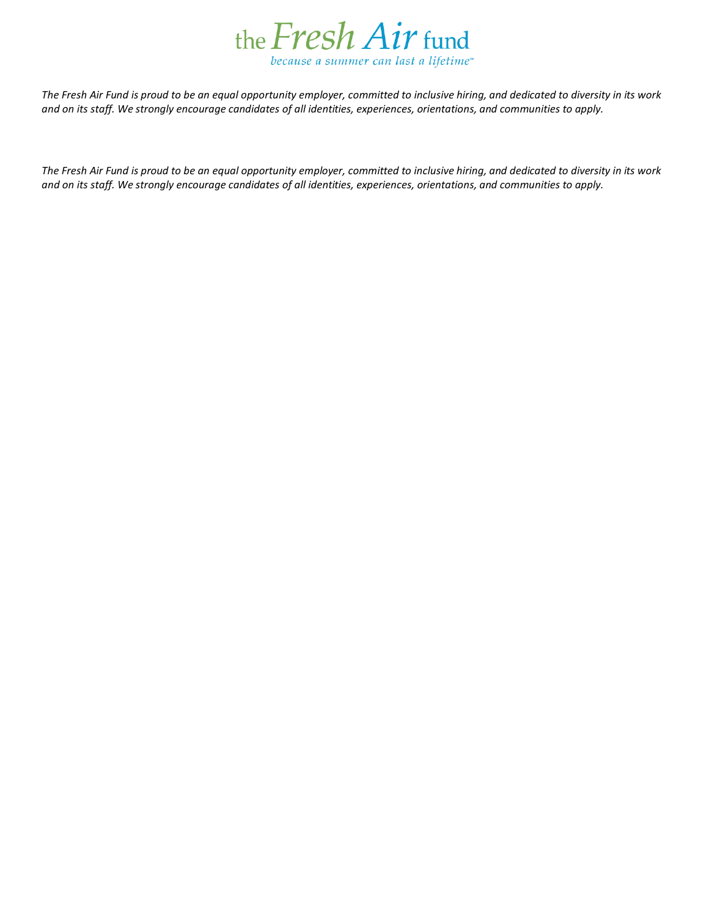the *Fresh Air* fund

*because a summer can last a lifetime™*

*The Fresh Air Fund is proud to be an equal opportunity employer, committed to inclusive hiring, and dedicated to diversity in its work and on its staff. We strongly encourage candidates of all identities, experiences, orientations, and communities to apply.*

*The Fresh Air Fund is proud to be an equal opportunity employer, committed to inclusive hiring, and dedicated to diversity in its work and on its staff. We strongly encourage candidates of all identities, experiences, orientations, and communities to apply.*